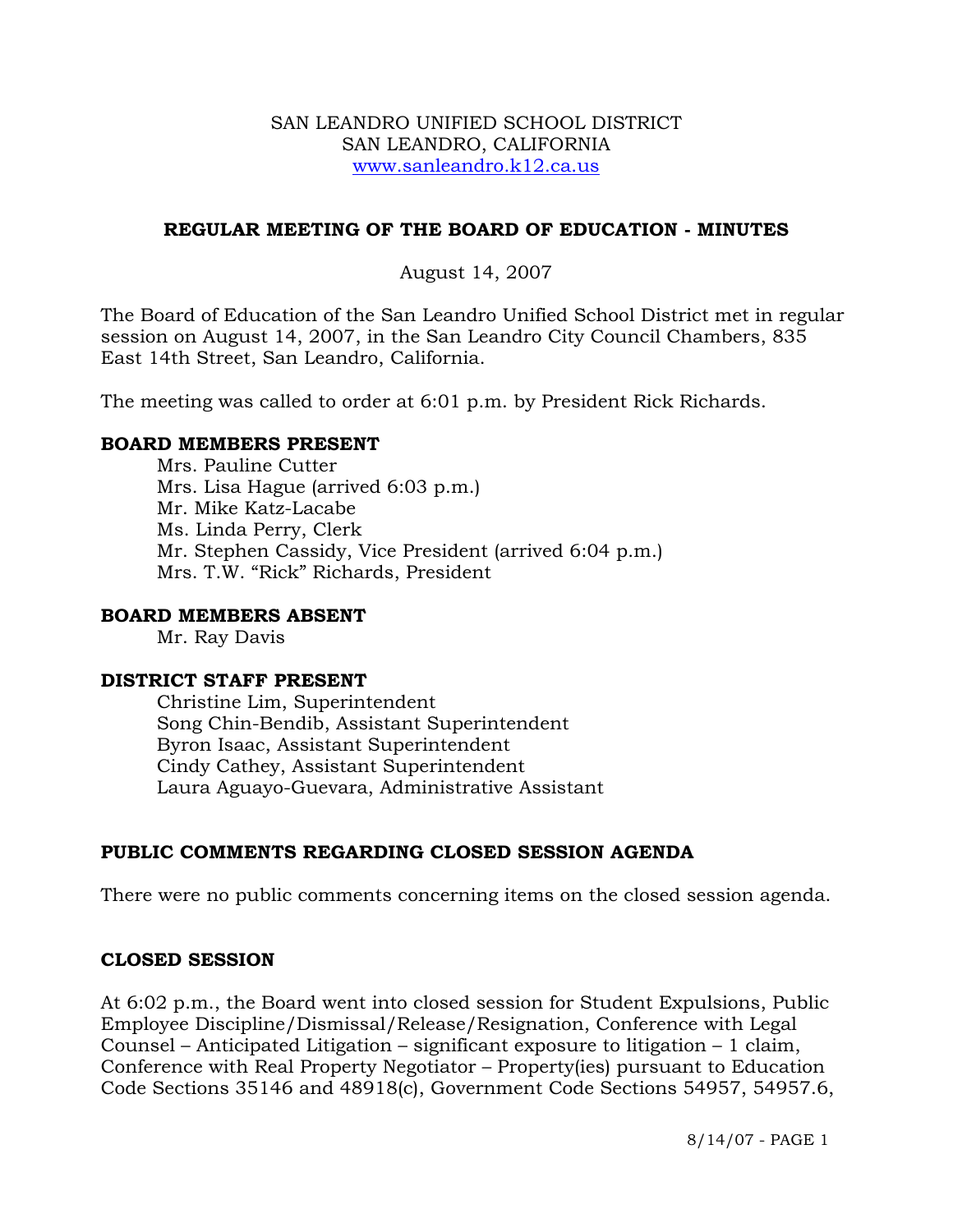SAN LEANDRO UNIFIED SCHOOL DISTRICT
SAN LEANDRO, CALIFORNIA
www.sanleandro.k12.ca.us

## REGULAR MEETING OF THE BOARD OF EDUCATION - MINUTES

August 14, 2007

The Board of Education of the San Leandro Unified School District met in regular session on August 14, 2007, in the San Leandro City Council Chambers, 835 East 14th Street, San Leandro, California.

The meeting was called to order at 6:01 p.m. by President Rick Richards.

### BOARD MEMBERS PRESENT

Mrs. Pauline Cutter
Mrs. Lisa Hague (arrived 6:03 p.m.)
Mr. Mike Katz-Lacabe
Ms. Linda Perry, Clerk
Mr. Stephen Cassidy, Vice President (arrived 6:04 p.m.)
Mrs. T.W. "Rick" Richards, President

### BOARD MEMBERS ABSENT

Mr. Ray Davis

### DISTRICT STAFF PRESENT

Christine Lim, Superintendent
Song Chin-Bendib, Assistant Superintendent
Byron Isaac, Assistant Superintendent
Cindy Cathey, Assistant Superintendent
Laura Aguayo-Guevara, Administrative Assistant

### PUBLIC COMMENTS REGARDING CLOSED SESSION AGENDA

There were no public comments concerning items on the closed session agenda.

### CLOSED SESSION

At 6:02 p.m., the Board went into closed session for Student Expulsions, Public Employee Discipline/Dismissal/Release/Resignation, Conference with Legal Counsel – Anticipated Litigation – significant exposure to litigation – 1 claim, Conference with Real Property Negotiator – Property(ies) pursuant to Education Code Sections 35146 and 48918(c), Government Code Sections 54957, 54957.6,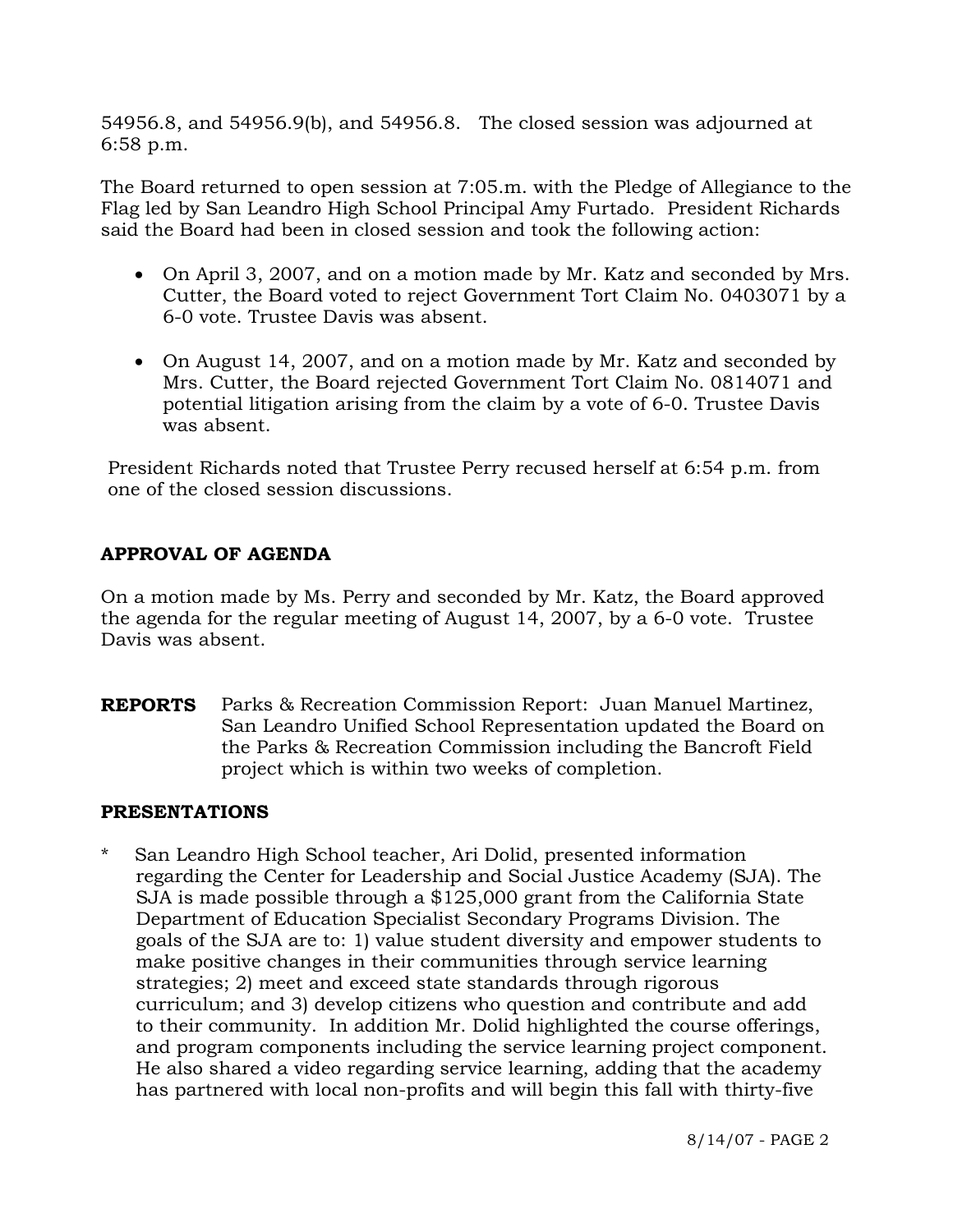54956.8, and 54956.9(b), and 54956.8. The closed session was adjourned at 6:58 p.m.

The Board returned to open session at 7:05.m. with the Pledge of Allegiance to the Flag led by San Leandro High School Principal Amy Furtado. President Richards said the Board had been in closed session and took the following action:

- On April 3, 2007, and on a motion made by Mr. Katz and seconded by Mrs. Cutter, the Board voted to reject Government Tort Claim No. 0403071 by a 6-0 vote. Trustee Davis was absent.

- On August 14, 2007, and on a motion made by Mr. Katz and seconded by Mrs. Cutter, the Board rejected Government Tort Claim No. 0814071 and potential litigation arising from the claim by a vote of 6-0. Trustee Davis was absent.

President Richards noted that Trustee Perry recused herself at 6:54 p.m. from one of the closed session discussions.

**APPROVAL OF AGENDA**

On a motion made by Ms. Perry and seconded by Mr. Katz, the Board approved the agenda for the regular meeting of August 14, 2007, by a 6-0 vote. Trustee Davis was absent.

**REPORTS** Parks & Recreation Commission Report: Juan Manuel Martinez, San Leandro Unified School Representation updated the Board on the Parks & Recreation Commission including the Bancroft Field project which is within two weeks of completion.

**PRESENTATIONS**

* San Leandro High School teacher, Ari Dolid, presented information regarding the Center for Leadership and Social Justice Academy (SJA). The SJA is made possible through a $125,000 grant from the California State Department of Education Specialist Secondary Programs Division. The goals of the SJA are to: 1) value student diversity and empower students to make positive changes in their communities through service learning strategies; 2) meet and exceed state standards through rigorous curriculum; and 3) develop citizens who question and contribute and add to their community. In addition Mr. Dolid highlighted the course offerings, and program components including the service learning project component. He also shared a video regarding service learning, adding that the academy has partnered with local non-profits and will begin this fall with thirty-five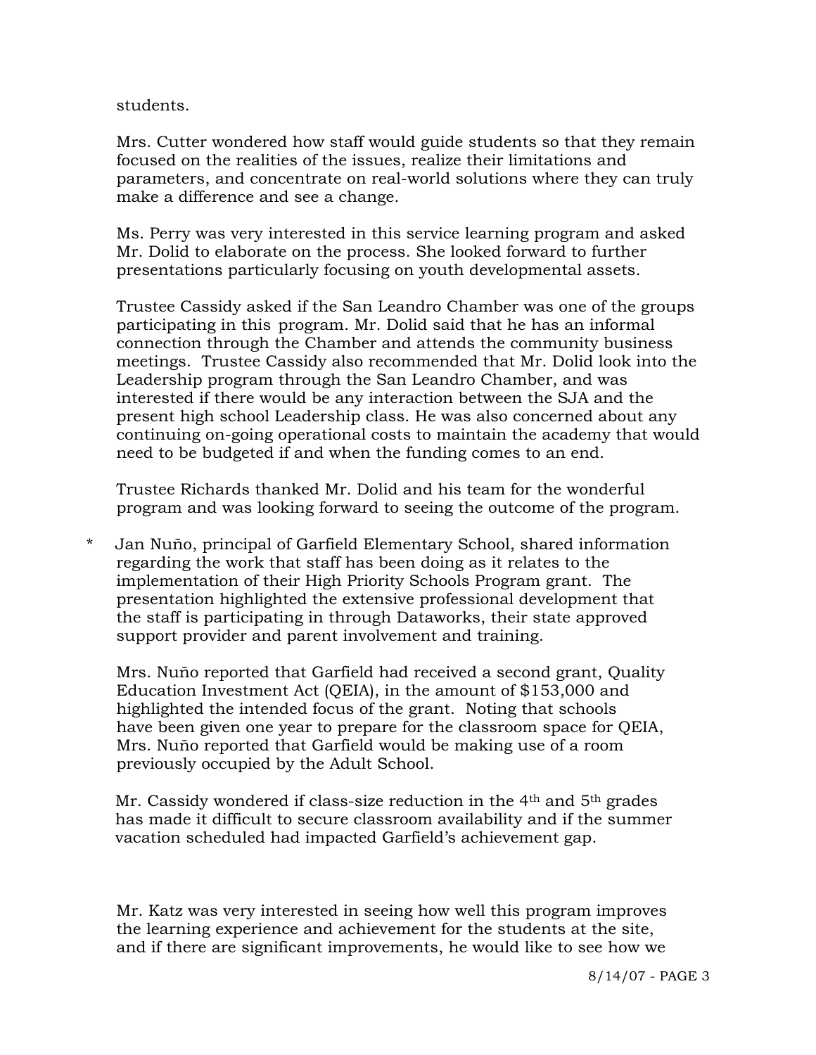students.

Mrs. Cutter wondered how staff would guide students so that they remain focused on the realities of the issues, realize their limitations and parameters, and concentrate on real-world solutions where they can truly make a difference and see a change.

Ms. Perry was very interested in this service learning program and asked Mr. Dolid to elaborate on the process. She looked forward to further presentations particularly focusing on youth developmental assets.

Trustee Cassidy asked if the San Leandro Chamber was one of the groups participating in this program. Mr. Dolid said that he has an informal connection through the Chamber and attends the community business meetings. Trustee Cassidy also recommended that Mr. Dolid look into the Leadership program through the San Leandro Chamber, and was interested if there would be any interaction between the SJA and the present high school Leadership class. He was also concerned about any continuing on-going operational costs to maintain the academy that would need to be budgeted if and when the funding comes to an end.

Trustee Richards thanked Mr. Dolid and his team for the wonderful program and was looking forward to seeing the outcome of the program.

\* Jan Nuño, principal of Garfield Elementary School, shared information regarding the work that staff has been doing as it relates to the implementation of their High Priority Schools Program grant. The presentation highlighted the extensive professional development that the staff is participating in through Dataworks, their state approved support provider and parent involvement and training.

Mrs. Nuño reported that Garfield had received a second grant, Quality Education Investment Act (QEIA), in the amount of $153,000 and highlighted the intended focus of the grant. Noting that schools have been given one year to prepare for the classroom space for QEIA, Mrs. Nuño reported that Garfield would be making use of a room previously occupied by the Adult School.

Mr. Cassidy wondered if class-size reduction in the 4th and 5th grades has made it difficult to secure classroom availability and if the summer vacation scheduled had impacted Garfield's achievement gap.

Mr. Katz was very interested in seeing how well this program improves the learning experience and achievement for the students at the site, and if there are significant improvements, he would like to see how we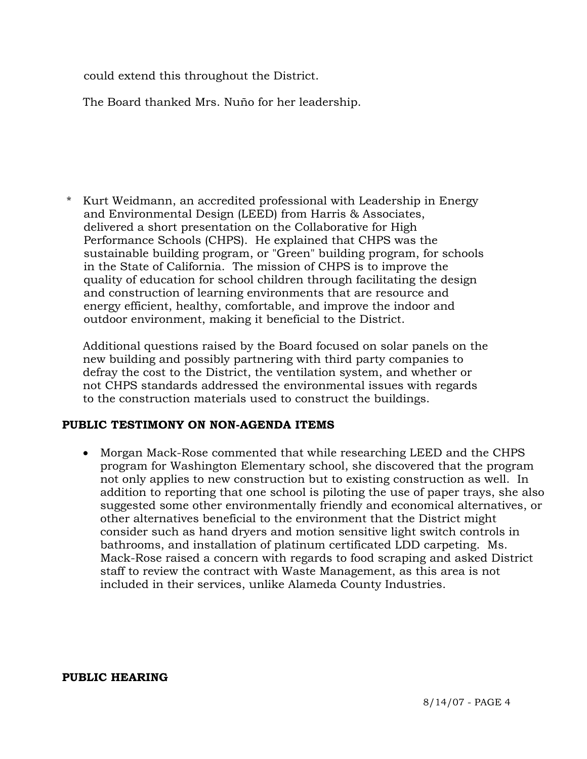could extend this throughout the District.

The Board thanked Mrs. Nuño for her leadership.

* Kurt Weidmann, an accredited professional with Leadership in Energy and Environmental Design (LEED) from Harris & Associates, delivered a short presentation on the Collaborative for High Performance Schools (CHPS). He explained that CHPS was the sustainable building program, or "Green" building program, for schools in the State of California. The mission of CHPS is to improve the quality of education for school children through facilitating the design and construction of learning environments that are resource and energy efficient, healthy, comfortable, and improve the indoor and outdoor environment, making it beneficial to the District.

  Additional questions raised by the Board focused on solar panels on the new building and possibly partnering with third party companies to defray the cost to the District, the ventilation system, and whether or not CHPS standards addressed the environmental issues with regards to the construction materials used to construct the buildings.

**PUBLIC TESTIMONY ON NON-AGENDA ITEMS**

- Morgan Mack-Rose commented that while researching LEED and the CHPS program for Washington Elementary school, she discovered that the program not only applies to new construction but to existing construction as well. In addition to reporting that one school is piloting the use of paper trays, she also suggested some other environmentally friendly and economical alternatives, or other alternatives beneficial to the environment that the District might consider such as hand dryers and motion sensitive light switch controls in bathrooms, and installation of platinum certificated LDD carpeting. Ms. Mack-Rose raised a concern with regards to food scraping and asked District staff to review the contract with Waste Management, as this area is not included in their services, unlike Alameda County Industries.

**PUBLIC HEARING**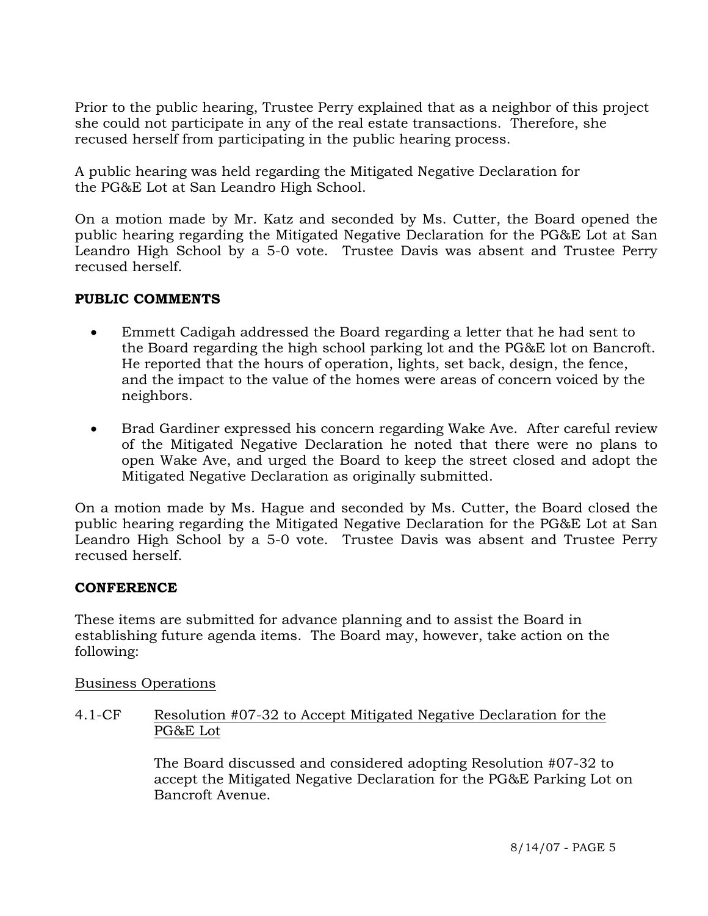Prior to the public hearing, Trustee Perry explained that as a neighbor of this project she could not participate in any of the real estate transactions. Therefore, she recused herself from participating in the public hearing process.

A public hearing was held regarding the Mitigated Negative Declaration for the PG&E Lot at San Leandro High School.

On a motion made by Mr. Katz and seconded by Ms. Cutter, the Board opened the public hearing regarding the Mitigated Negative Declaration for the PG&E Lot at San Leandro High School by a 5-0 vote. Trustee Davis was absent and Trustee Perry recused herself.

**PUBLIC COMMENTS**

- Emmett Cadigah addressed the Board regarding a letter that he had sent to the Board regarding the high school parking lot and the PG&E lot on Bancroft. He reported that the hours of operation, lights, set back, design, the fence, and the impact to the value of the homes were areas of concern voiced by the neighbors.
- Brad Gardiner expressed his concern regarding Wake Ave. After careful review of the Mitigated Negative Declaration he noted that there were no plans to open Wake Ave, and urged the Board to keep the street closed and adopt the Mitigated Negative Declaration as originally submitted.

On a motion made by Ms. Hague and seconded by Ms. Cutter, the Board closed the public hearing regarding the Mitigated Negative Declaration for the PG&E Lot at San Leandro High School by a 5-0 vote. Trustee Davis was absent and Trustee Perry recused herself.

**CONFERENCE**

These items are submitted for advance planning and to assist the Board in establishing future agenda items. The Board may, however, take action on the following:

Business Operations

4.1-CF Resolution #07-32 to Accept Mitigated Negative Declaration for the PG&E Lot

The Board discussed and considered adopting Resolution #07-32 to accept the Mitigated Negative Declaration for the PG&E Parking Lot on Bancroft Avenue.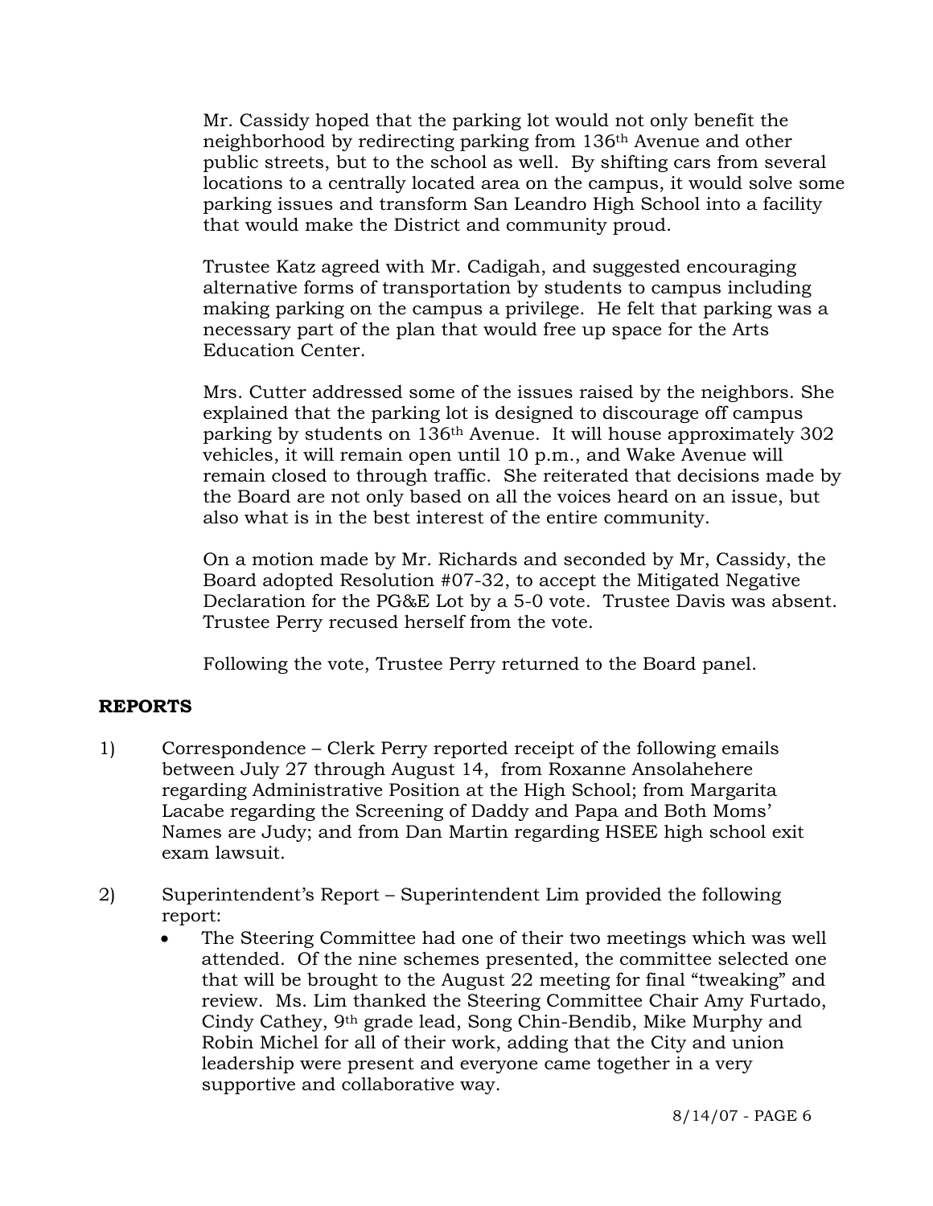Mr. Cassidy hoped that the parking lot would not only benefit the neighborhood by redirecting parking from 136th Avenue and other public streets, but to the school as well. By shifting cars from several locations to a centrally located area on the campus, it would solve some parking issues and transform San Leandro High School into a facility that would make the District and community proud.

Trustee Katz agreed with Mr. Cadigah, and suggested encouraging alternative forms of transportation by students to campus including making parking on the campus a privilege. He felt that parking was a necessary part of the plan that would free up space for the Arts Education Center.

Mrs. Cutter addressed some of the issues raised by the neighbors. She explained that the parking lot is designed to discourage off campus parking by students on 136th Avenue. It will house approximately 302 vehicles, it will remain open until 10 p.m., and Wake Avenue will remain closed to through traffic. She reiterated that decisions made by the Board are not only based on all the voices heard on an issue, but also what is in the best interest of the entire community.

On a motion made by Mr. Richards and seconded by Mr, Cassidy, the Board adopted Resolution #07-32, to accept the Mitigated Negative Declaration for the PG&E Lot by a 5-0 vote. Trustee Davis was absent. Trustee Perry recused herself from the vote.

Following the vote, Trustee Perry returned to the Board panel.

## REPORTS

1) Correspondence – Clerk Perry reported receipt of the following emails between July 27 through August 14, from Roxanne Ansolahehere regarding Administrative Position at the High School; from Margarita Lacabe regarding the Screening of Daddy and Papa and Both Moms' Names are Judy; and from Dan Martin regarding HSEE high school exit exam lawsuit.

2) Superintendent's Report – Superintendent Lim provided the following report:
   - The Steering Committee had one of their two meetings which was well attended. Of the nine schemes presented, the committee selected one that will be brought to the August 22 meeting for final "tweaking" and review. Ms. Lim thanked the Steering Committee Chair Amy Furtado, Cindy Cathey, 9th grade lead, Song Chin-Bendib, Mike Murphy and Robin Michel for all of their work, adding that the City and union leadership were present and everyone came together in a very supportive and collaborative way.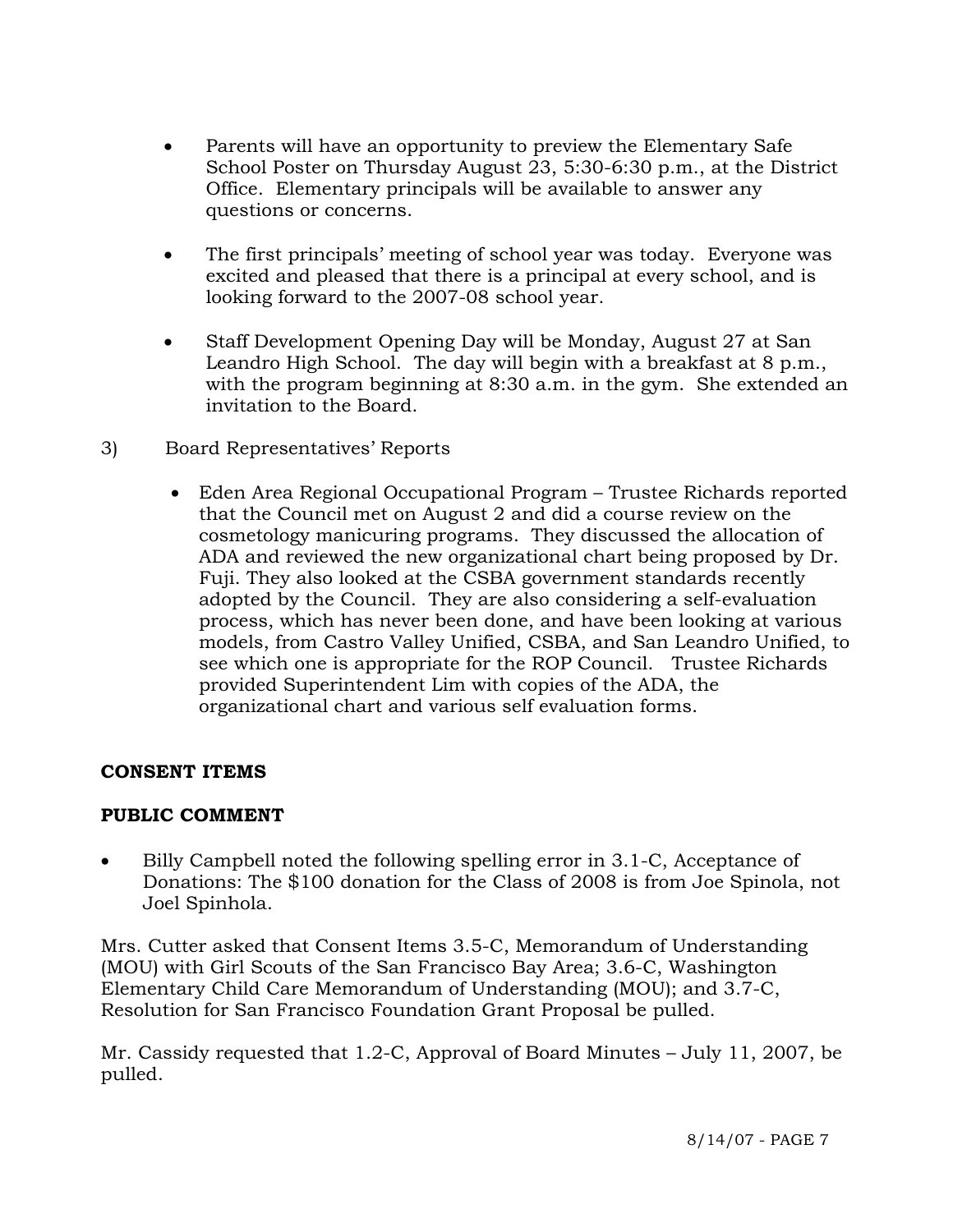- Parents will have an opportunity to preview the Elementary Safe School Poster on Thursday August 23, 5:30-6:30 p.m., at the District Office. Elementary principals will be available to answer any questions or concerns.

- The first principals' meeting of school year was today. Everyone was excited and pleased that there is a principal at every school, and is looking forward to the 2007-08 school year.

- Staff Development Opening Day will be Monday, August 27 at San Leandro High School. The day will begin with a breakfast at 8 p.m., with the program beginning at 8:30 a.m. in the gym. She extended an invitation to the Board.

3) Board Representatives' Reports

   - Eden Area Regional Occupational Program – Trustee Richards reported that the Council met on August 2 and did a course review on the cosmetology manicuring programs. They discussed the allocation of ADA and reviewed the new organizational chart being proposed by Dr. Fuji. They also looked at the CSBA government standards recently adopted by the Council. They are also considering a self-evaluation process, which has never been done, and have been looking at various models, from Castro Valley Unified, CSBA, and San Leandro Unified, to see which one is appropriate for the ROP Council. Trustee Richards provided Superintendent Lim with copies of the ADA, the organizational chart and various self evaluation forms.

**CONSENT ITEMS**

**PUBLIC COMMENT**

- Billy Campbell noted the following spelling error in 3.1-C, Acceptance of Donations: The $100 donation for the Class of 2008 is from Joe Spinola, not Joel Spinhola.

Mrs. Cutter asked that Consent Items 3.5-C, Memorandum of Understanding (MOU) with Girl Scouts of the San Francisco Bay Area; 3.6-C, Washington Elementary Child Care Memorandum of Understanding (MOU); and 3.7-C, Resolution for San Francisco Foundation Grant Proposal be pulled.

Mr. Cassidy requested that 1.2-C, Approval of Board Minutes – July 11, 2007, be pulled.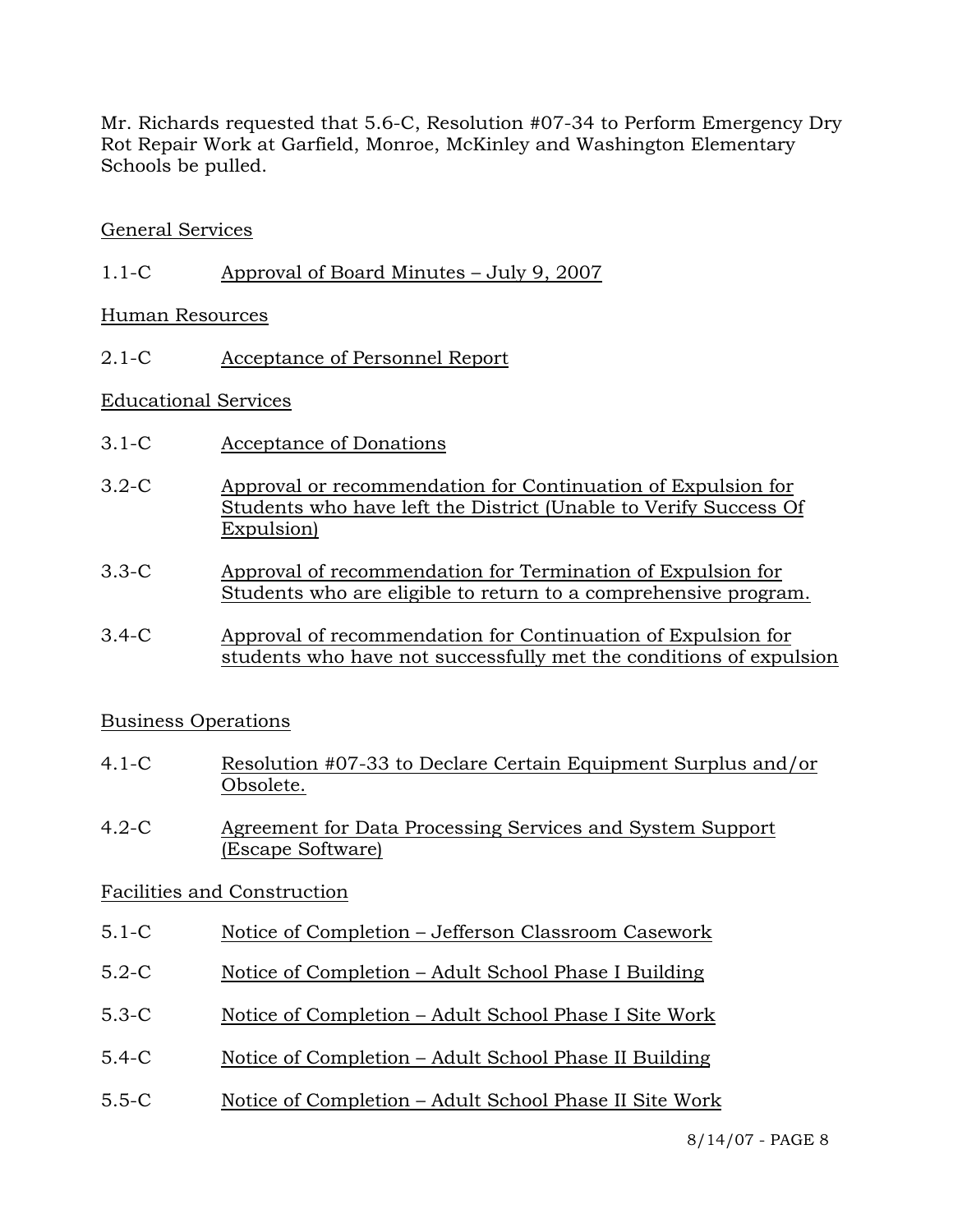Mr. Richards requested that 5.6-C, Resolution #07-34 to Perform Emergency Dry Rot Repair Work at Garfield, Monroe, McKinley and Washington Elementary Schools be pulled.

General Services

1.1-C Approval of Board Minutes – July 9, 2007

Human Resources

2.1-C Acceptance of Personnel Report

Educational Services

3.1-C Acceptance of Donations

3.2-C Approval or recommendation for Continuation of Expulsion for Students who have left the District (Unable to Verify Success Of Expulsion)

3.3-C Approval of recommendation for Termination of Expulsion for Students who are eligible to return to a comprehensive program.

3.4-C Approval of recommendation for Continuation of Expulsion for students who have not successfully met the conditions of expulsion

Business Operations

4.1-C Resolution #07-33 to Declare Certain Equipment Surplus and/or Obsolete.

4.2-C Agreement for Data Processing Services and System Support (Escape Software)

Facilities and Construction

5.1-C Notice of Completion – Jefferson Classroom Casework

5.2-C Notice of Completion – Adult School Phase I Building

5.3-C Notice of Completion – Adult School Phase I Site Work

5.4-C Notice of Completion – Adult School Phase II Building

5.5-C Notice of Completion – Adult School Phase II Site Work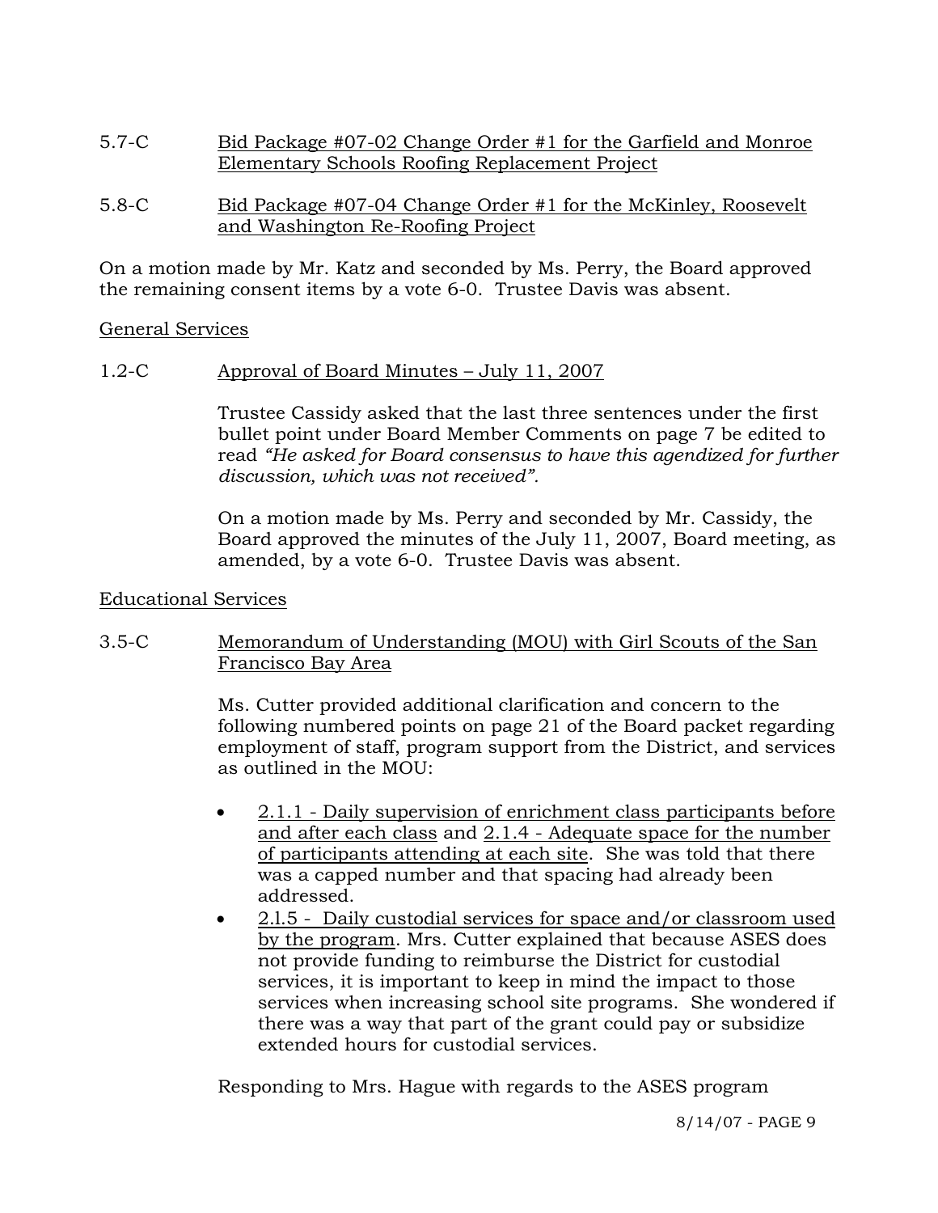5.7-C Bid Package #07-02 Change Order #1 for the Garfield and Monroe Elementary Schools Roofing Replacement Project

5.8-C Bid Package #07-04 Change Order #1 for the McKinley, Roosevelt and Washington Re-Roofing Project

On a motion made by Mr. Katz and seconded by Ms. Perry, the Board approved the remaining consent items by a vote 6-0. Trustee Davis was absent.

General Services

1.2-C Approval of Board Minutes – July 11, 2007

Trustee Cassidy asked that the last three sentences under the first bullet point under Board Member Comments on page 7 be edited to read *"He asked for Board consensus to have this agendized for further discussion, which was not received".*

On a motion made by Ms. Perry and seconded by Mr. Cassidy, the Board approved the minutes of the July 11, 2007, Board meeting, as amended, by a vote 6-0. Trustee Davis was absent.

Educational Services

3.5-C Memorandum of Understanding (MOU) with Girl Scouts of the San Francisco Bay Area

Ms. Cutter provided additional clarification and concern to the following numbered points on page 21 of the Board packet regarding employment of staff, program support from the District, and services as outlined in the MOU:

- 2.1.1 - Daily supervision of enrichment class participants before and after each class and 2.1.4 - Adequate space for the number of participants attending at each site. She was told that there was a capped number and that spacing had already been addressed.
- 2.l.5 - Daily custodial services for space and/or classroom used by the program. Mrs. Cutter explained that because ASES does not provide funding to reimburse the District for custodial services, it is important to keep in mind the impact to those services when increasing school site programs. She wondered if there was a way that part of the grant could pay or subsidize extended hours for custodial services.

Responding to Mrs. Hague with regards to the ASES program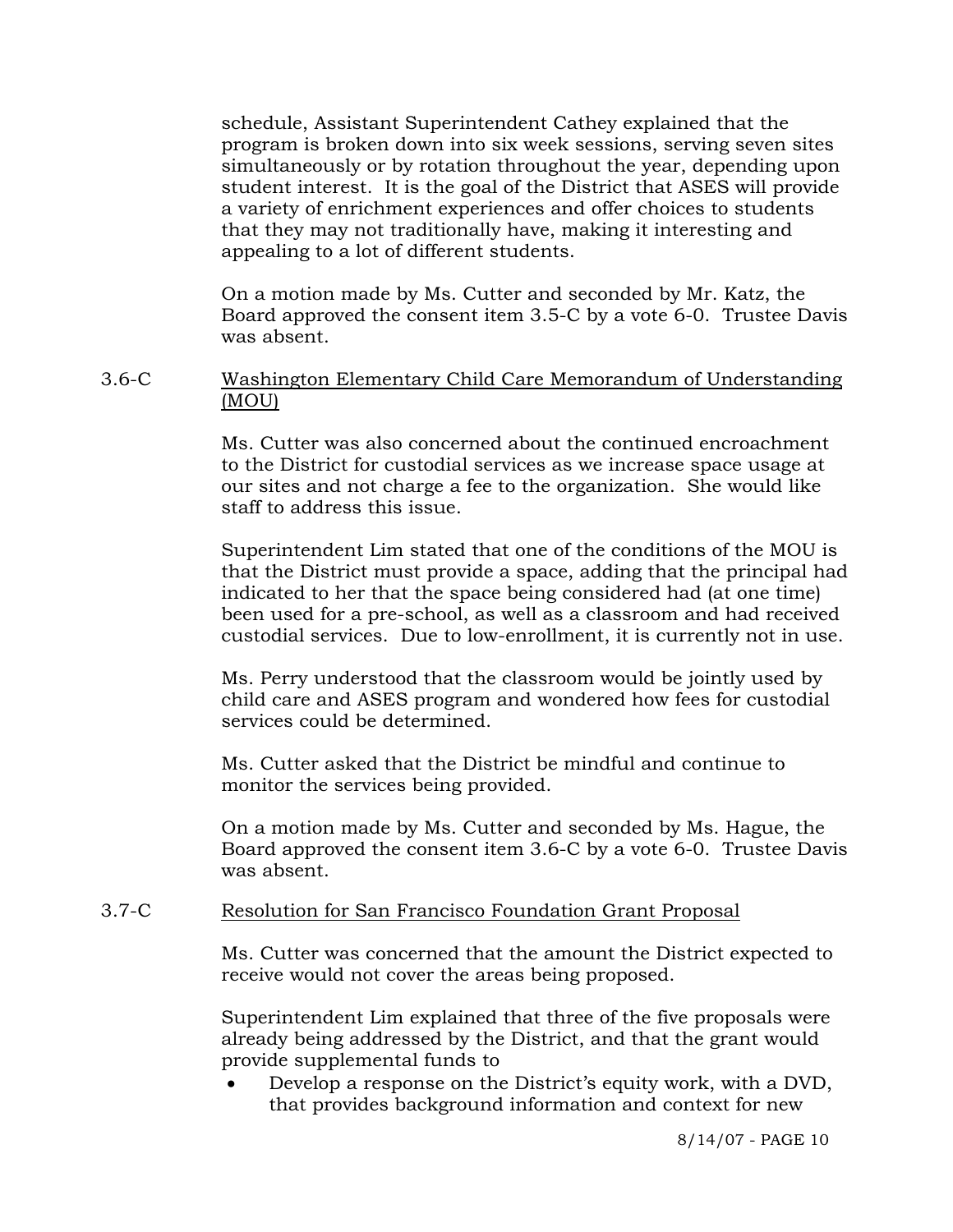schedule, Assistant Superintendent Cathey explained that the program is broken down into six week sessions, serving seven sites simultaneously or by rotation throughout the year, depending upon student interest. It is the goal of the District that ASES will provide a variety of enrichment experiences and offer choices to students that they may not traditionally have, making it interesting and appealing to a lot of different students.

On a motion made by Ms. Cutter and seconded by Mr. Katz, the Board approved the consent item 3.5-C by a vote 6-0. Trustee Davis was absent.

3.6-C <u>Washington Elementary Child Care Memorandum of Understanding (MOU)</u>

Ms. Cutter was also concerned about the continued encroachment to the District for custodial services as we increase space usage at our sites and not charge a fee to the organization. She would like staff to address this issue.

Superintendent Lim stated that one of the conditions of the MOU is that the District must provide a space, adding that the principal had indicated to her that the space being considered had (at one time) been used for a pre-school, as well as a classroom and had received custodial services. Due to low-enrollment, it is currently not in use.

Ms. Perry understood that the classroom would be jointly used by child care and ASES program and wondered how fees for custodial services could be determined.

Ms. Cutter asked that the District be mindful and continue to monitor the services being provided.

On a motion made by Ms. Cutter and seconded by Ms. Hague, the Board approved the consent item 3.6-C by a vote 6-0. Trustee Davis was absent.

3.7-C <u>Resolution for San Francisco Foundation Grant Proposal</u>

Ms. Cutter was concerned that the amount the District expected to receive would not cover the areas being proposed.

Superintendent Lim explained that three of the five proposals were already being addressed by the District, and that the grant would provide supplemental funds to

- Develop a response on the District's equity work, with a DVD, that provides background information and context for new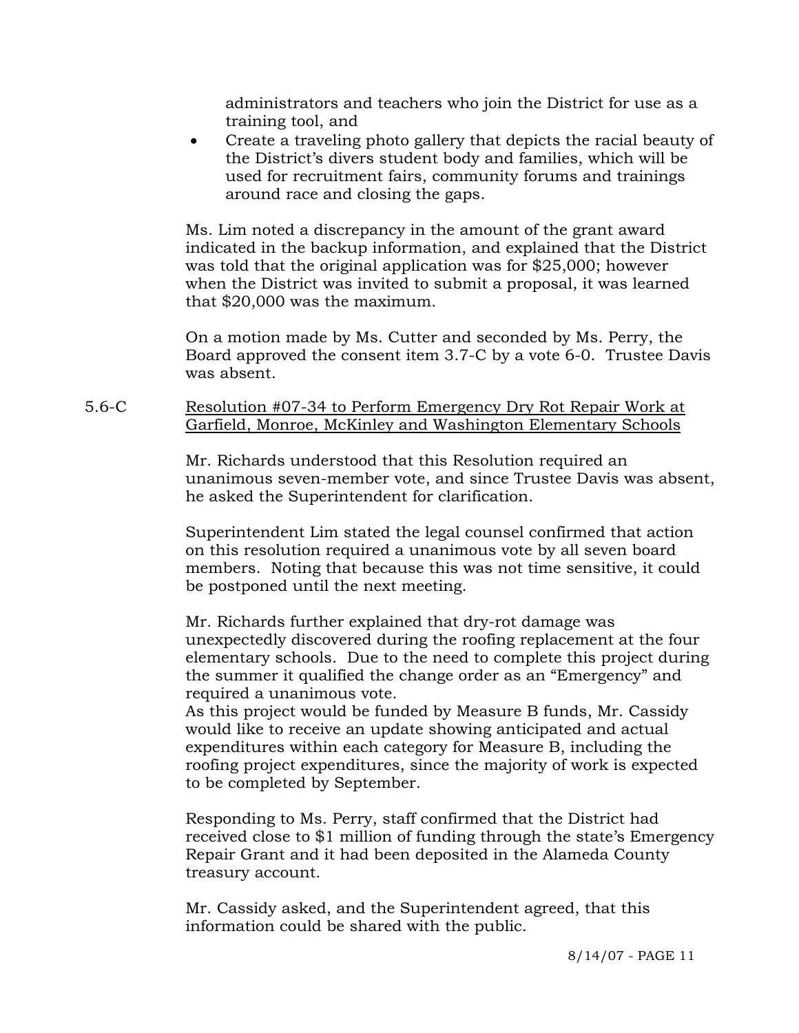administrators and teachers who join the District for use as a training tool, and

- Create a traveling photo gallery that depicts the racial beauty of the District's divers student body and families, which will be used for recruitment fairs, community forums and trainings around race and closing the gaps.

Ms. Lim noted a discrepancy in the amount of the grant award indicated in the backup information, and explained that the District was told that the original application was for $25,000; however when the District was invited to submit a proposal, it was learned that $20,000 was the maximum.

On a motion made by Ms. Cutter and seconded by Ms. Perry, the Board approved the consent item 3.7-C by a vote 6-0. Trustee Davis was absent.

5.6-C <u>Resolution #07-34 to Perform Emergency Dry Rot Repair Work at Garfield, Monroe, McKinley and Washington Elementary Schools</u>

Mr. Richards understood that this Resolution required an unanimous seven-member vote, and since Trustee Davis was absent, he asked the Superintendent for clarification.

Superintendent Lim stated the legal counsel confirmed that action on this resolution required a unanimous vote by all seven board members. Noting that because this was not time sensitive, it could be postponed until the next meeting.

Mr. Richards further explained that dry-rot damage was unexpectedly discovered during the roofing replacement at the four elementary schools. Due to the need to complete this project during the summer it qualified the change order as an "Emergency" and required a unanimous vote.

As this project would be funded by Measure B funds, Mr. Cassidy would like to receive an update showing anticipated and actual expenditures within each category for Measure B, including the roofing project expenditures, since the majority of work is expected to be completed by September.

Responding to Ms. Perry, staff confirmed that the District had received close to $1 million of funding through the state's Emergency Repair Grant and it had been deposited in the Alameda County treasury account.

Mr. Cassidy asked, and the Superintendent agreed, that this information could be shared with the public.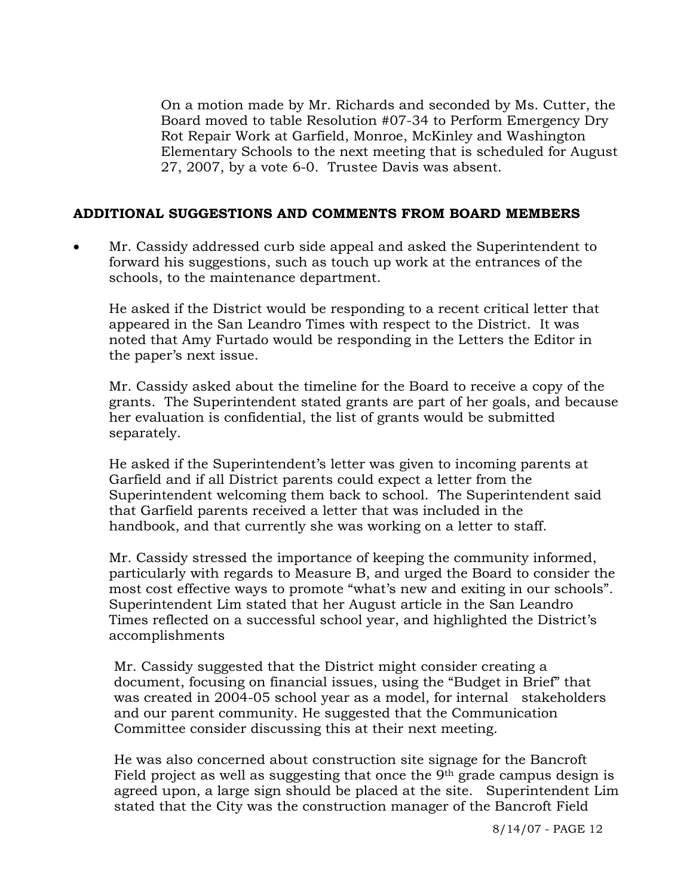On a motion made by Mr. Richards and seconded by Ms. Cutter, the Board moved to table Resolution #07-34 to Perform Emergency Dry Rot Repair Work at Garfield, Monroe, McKinley and Washington Elementary Schools to the next meeting that is scheduled for August 27, 2007, by a vote 6-0. Trustee Davis was absent.

**ADDITIONAL SUGGESTIONS AND COMMENTS FROM BOARD MEMBERS**

- Mr. Cassidy addressed curb side appeal and asked the Superintendent to forward his suggestions, such as touch up work at the entrances of the schools, to the maintenance department.

  He asked if the District would be responding to a recent critical letter that appeared in the San Leandro Times with respect to the District. It was noted that Amy Furtado would be responding in the Letters the Editor in the paper's next issue.

  Mr. Cassidy asked about the timeline for the Board to receive a copy of the grants. The Superintendent stated grants are part of her goals, and because her evaluation is confidential, the list of grants would be submitted separately.

  He asked if the Superintendent's letter was given to incoming parents at Garfield and if all District parents could expect a letter from the Superintendent welcoming them back to school. The Superintendent said that Garfield parents received a letter that was included in the handbook, and that currently she was working on a letter to staff.

  Mr. Cassidy stressed the importance of keeping the community informed, particularly with regards to Measure B, and urged the Board to consider the most cost effective ways to promote "what's new and exiting in our schools". Superintendent Lim stated that her August article in the San Leandro Times reflected on a successful school year, and highlighted the District's accomplishments

  Mr. Cassidy suggested that the District might consider creating a document, focusing on financial issues, using the "Budget in Brief" that was created in 2004-05 school year as a model, for internal stakeholders and our parent community. He suggested that the Communication Committee consider discussing this at their next meeting.

  He was also concerned about construction site signage for the Bancroft Field project as well as suggesting that once the 9th grade campus design is agreed upon, a large sign should be placed at the site. Superintendent Lim stated that the City was the construction manager of the Bancroft Field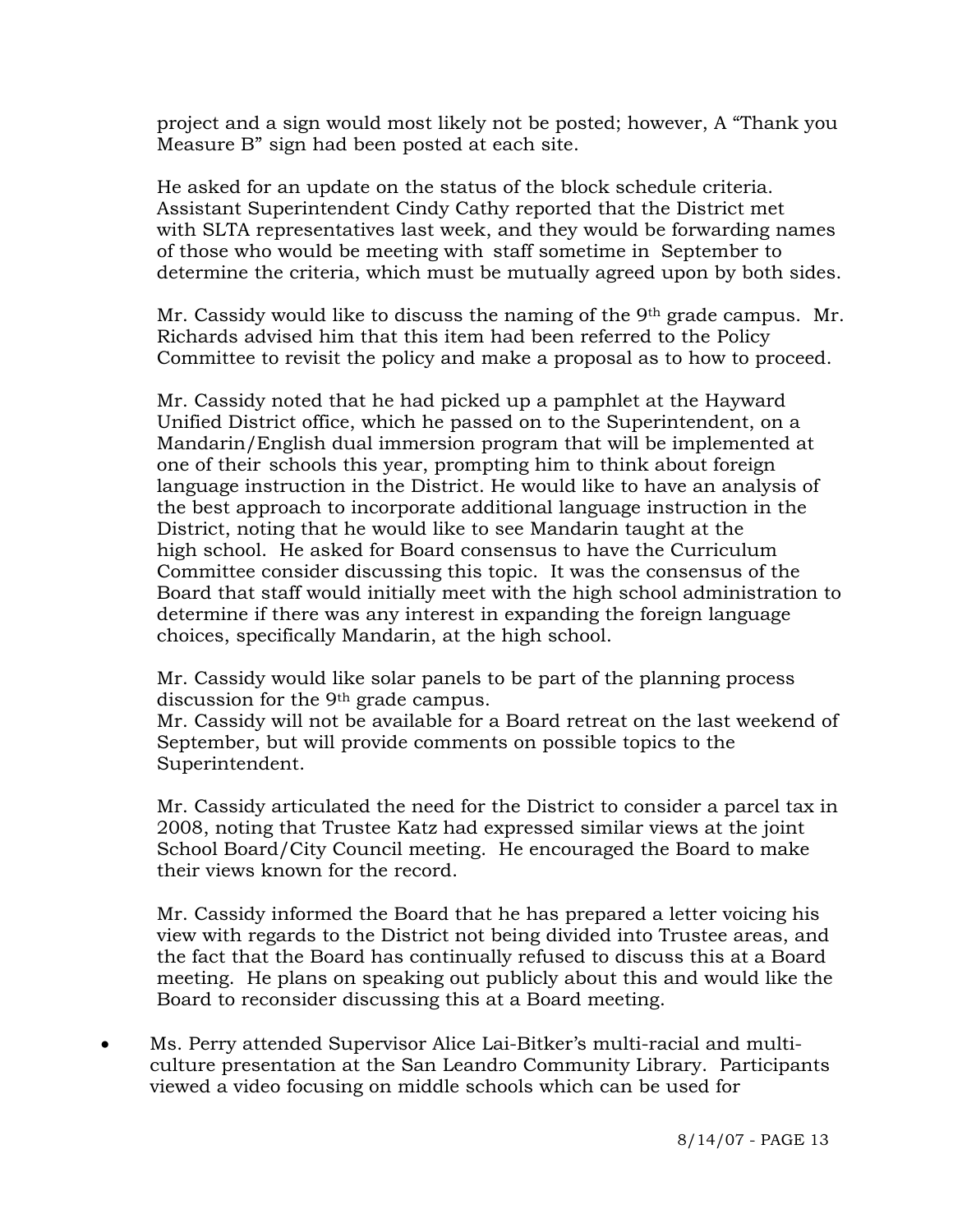project and a sign would most likely not be posted; however, A "Thank you Measure B" sign had been posted at each site.

He asked for an update on the status of the block schedule criteria. Assistant Superintendent Cindy Cathy reported that the District met with SLTA representatives last week, and they would be forwarding names of those who would be meeting with staff sometime in September to determine the criteria, which must be mutually agreed upon by both sides.

Mr. Cassidy would like to discuss the naming of the 9th grade campus. Mr. Richards advised him that this item had been referred to the Policy Committee to revisit the policy and make a proposal as to how to proceed.

Mr. Cassidy noted that he had picked up a pamphlet at the Hayward Unified District office, which he passed on to the Superintendent, on a Mandarin/English dual immersion program that will be implemented at one of their schools this year, prompting him to think about foreign language instruction in the District. He would like to have an analysis of the best approach to incorporate additional language instruction in the District, noting that he would like to see Mandarin taught at the high school. He asked for Board consensus to have the Curriculum Committee consider discussing this topic. It was the consensus of the Board that staff would initially meet with the high school administration to determine if there was any interest in expanding the foreign language choices, specifically Mandarin, at the high school.

Mr. Cassidy would like solar panels to be part of the planning process discussion for the 9th grade campus.
Mr. Cassidy will not be available for a Board retreat on the last weekend of September, but will provide comments on possible topics to the Superintendent.

Mr. Cassidy articulated the need for the District to consider a parcel tax in 2008, noting that Trustee Katz had expressed similar views at the joint School Board/City Council meeting. He encouraged the Board to make their views known for the record.

Mr. Cassidy informed the Board that he has prepared a letter voicing his view with regards to the District not being divided into Trustee areas, and the fact that the Board has continually refused to discuss this at a Board meeting. He plans on speaking out publicly about this and would like the Board to reconsider discussing this at a Board meeting.

- Ms. Perry attended Supervisor Alice Lai-Bitker's multi-racial and multi-culture presentation at the San Leandro Community Library. Participants viewed a video focusing on middle schools which can be used for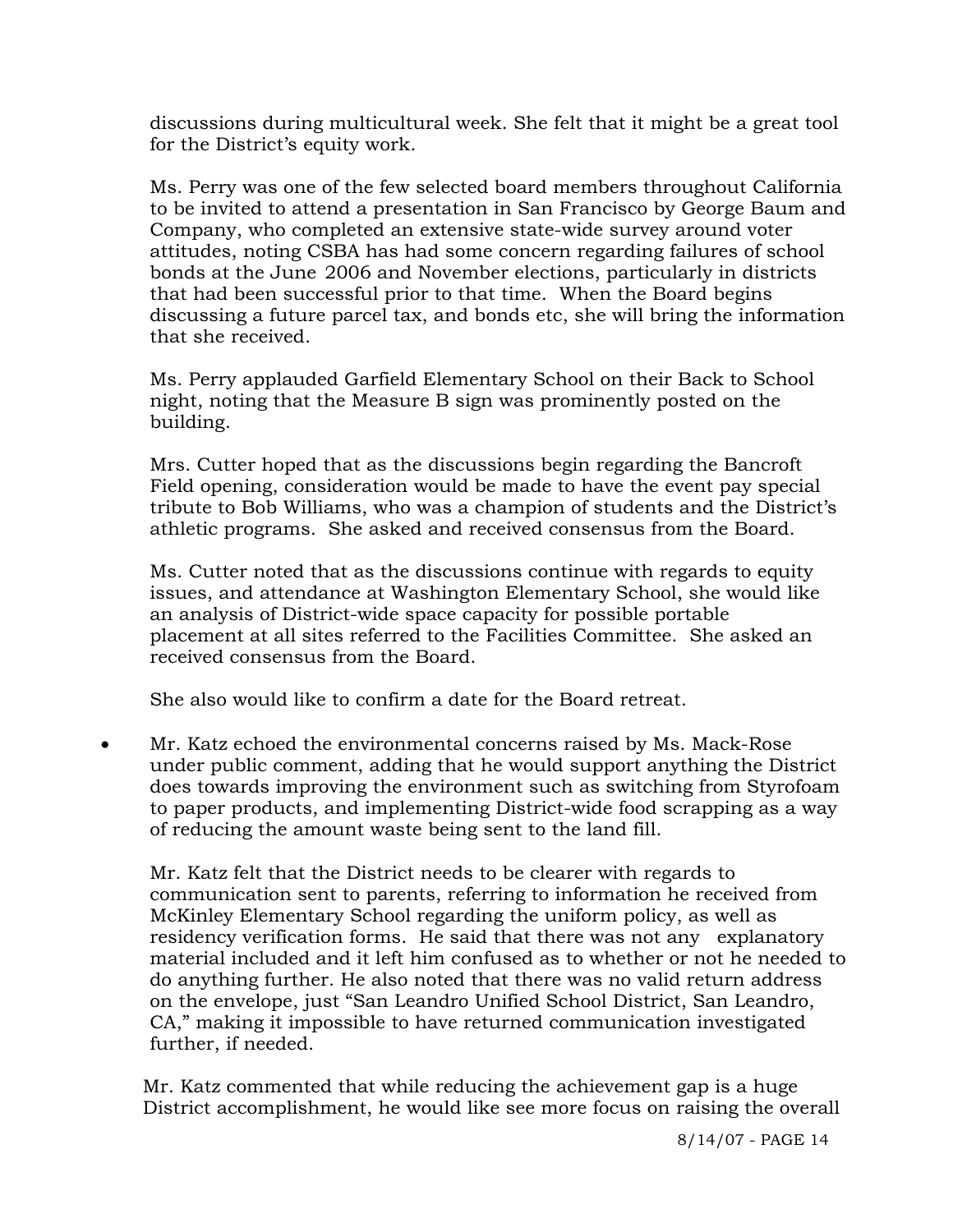discussions during multicultural week. She felt that it might be a great tool for the District's equity work.

Ms. Perry was one of the few selected board members throughout California to be invited to attend a presentation in San Francisco by George Baum and Company, who completed an extensive state-wide survey around voter attitudes, noting CSBA has had some concern regarding failures of school bonds at the June 2006 and November elections, particularly in districts that had been successful prior to that time. When the Board begins discussing a future parcel tax, and bonds etc, she will bring the information that she received.

Ms. Perry applauded Garfield Elementary School on their Back to School night, noting that the Measure B sign was prominently posted on the building.

Mrs. Cutter hoped that as the discussions begin regarding the Bancroft Field opening, consideration would be made to have the event pay special tribute to Bob Williams, who was a champion of students and the District's athletic programs. She asked and received consensus from the Board.

Ms. Cutter noted that as the discussions continue with regards to equity issues, and attendance at Washington Elementary School, she would like an analysis of District-wide space capacity for possible portable placement at all sites referred to the Facilities Committee. She asked an received consensus from the Board.

She also would like to confirm a date for the Board retreat.

- Mr. Katz echoed the environmental concerns raised by Ms. Mack-Rose under public comment, adding that he would support anything the District does towards improving the environment such as switching from Styrofoam to paper products, and implementing District-wide food scrapping as a way of reducing the amount waste being sent to the land fill.

  Mr. Katz felt that the District needs to be clearer with regards to communication sent to parents, referring to information he received from McKinley Elementary School regarding the uniform policy, as well as residency verification forms. He said that there was not any explanatory material included and it left him confused as to whether or not he needed to do anything further. He also noted that there was no valid return address on the envelope, just "San Leandro Unified School District, San Leandro, CA," making it impossible to have returned communication investigated further, if needed.

  Mr. Katz commented that while reducing the achievement gap is a huge District accomplishment, he would like see more focus on raising the overall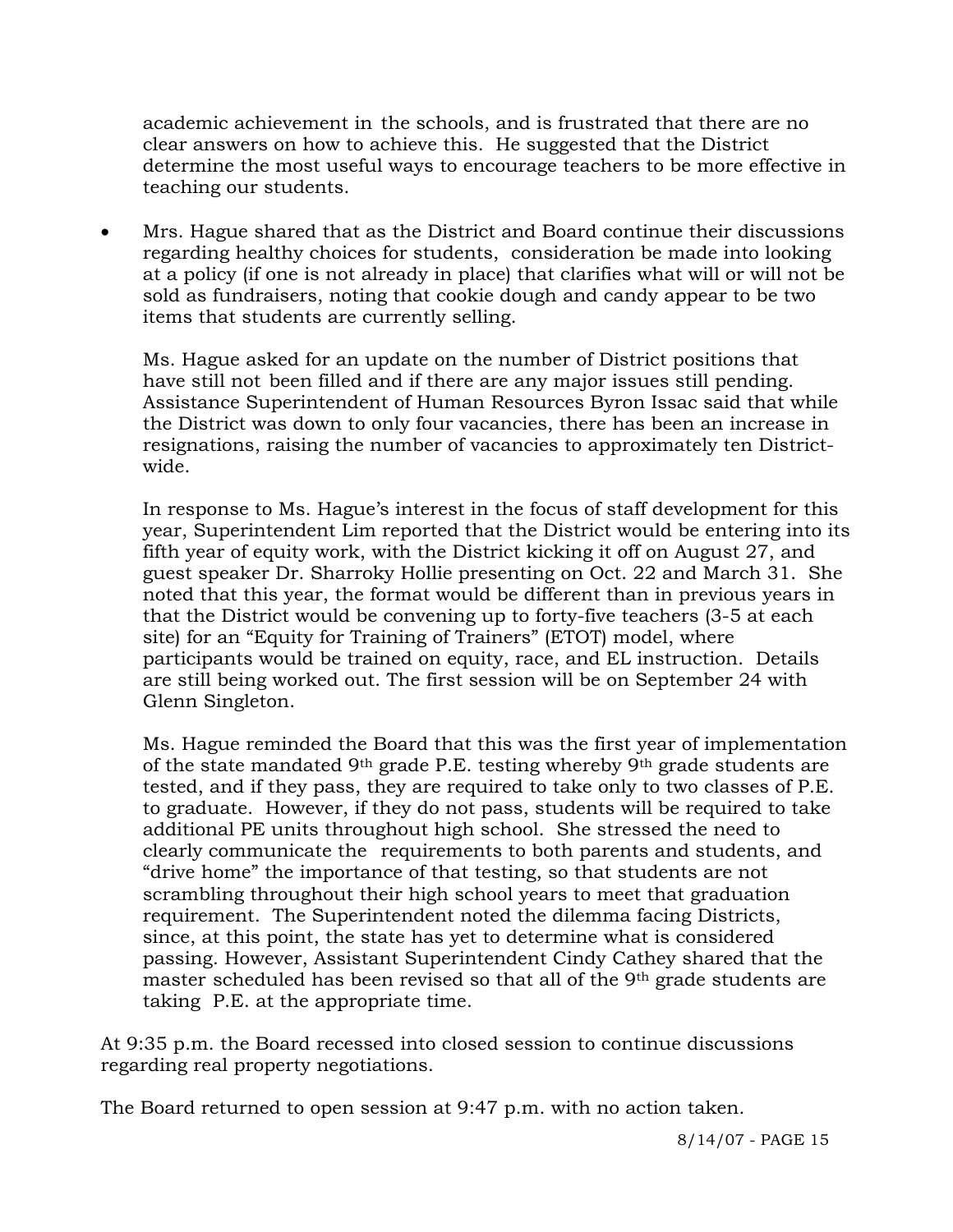academic achievement in the schools, and is frustrated that there are no clear answers on how to achieve this. He suggested that the District determine the most useful ways to encourage teachers to be more effective in teaching our students.

- Mrs. Hague shared that as the District and Board continue their discussions regarding healthy choices for students, consideration be made into looking at a policy (if one is not already in place) that clarifies what will or will not be sold as fundraisers, noting that cookie dough and candy appear to be two items that students are currently selling.

  Ms. Hague asked for an update on the number of District positions that have still not been filled and if there are any major issues still pending. Assistance Superintendent of Human Resources Byron Issac said that while the District was down to only four vacancies, there has been an increase in resignations, raising the number of vacancies to approximately ten District-wide.

  In response to Ms. Hague's interest in the focus of staff development for this year, Superintendent Lim reported that the District would be entering into its fifth year of equity work, with the District kicking it off on August 27, and guest speaker Dr. Sharroky Hollie presenting on Oct. 22 and March 31. She noted that this year, the format would be different than in previous years in that the District would be convening up to forty-five teachers (3-5 at each site) for an "Equity for Training of Trainers" (ETOT) model, where participants would be trained on equity, race, and EL instruction. Details are still being worked out. The first session will be on September 24 with Glenn Singleton.

  Ms. Hague reminded the Board that this was the first year of implementation of the state mandated 9th grade P.E. testing whereby 9th grade students are tested, and if they pass, they are required to take only to two classes of P.E. to graduate. However, if they do not pass, students will be required to take additional PE units throughout high school. She stressed the need to clearly communicate the requirements to both parents and students, and "drive home" the importance of that testing, so that students are not scrambling throughout their high school years to meet that graduation requirement. The Superintendent noted the dilemma facing Districts, since, at this point, the state has yet to determine what is considered passing. However, Assistant Superintendent Cindy Cathey shared that the master scheduled has been revised so that all of the 9th grade students are taking P.E. at the appropriate time.

At 9:35 p.m. the Board recessed into closed session to continue discussions regarding real property negotiations.

The Board returned to open session at 9:47 p.m. with no action taken.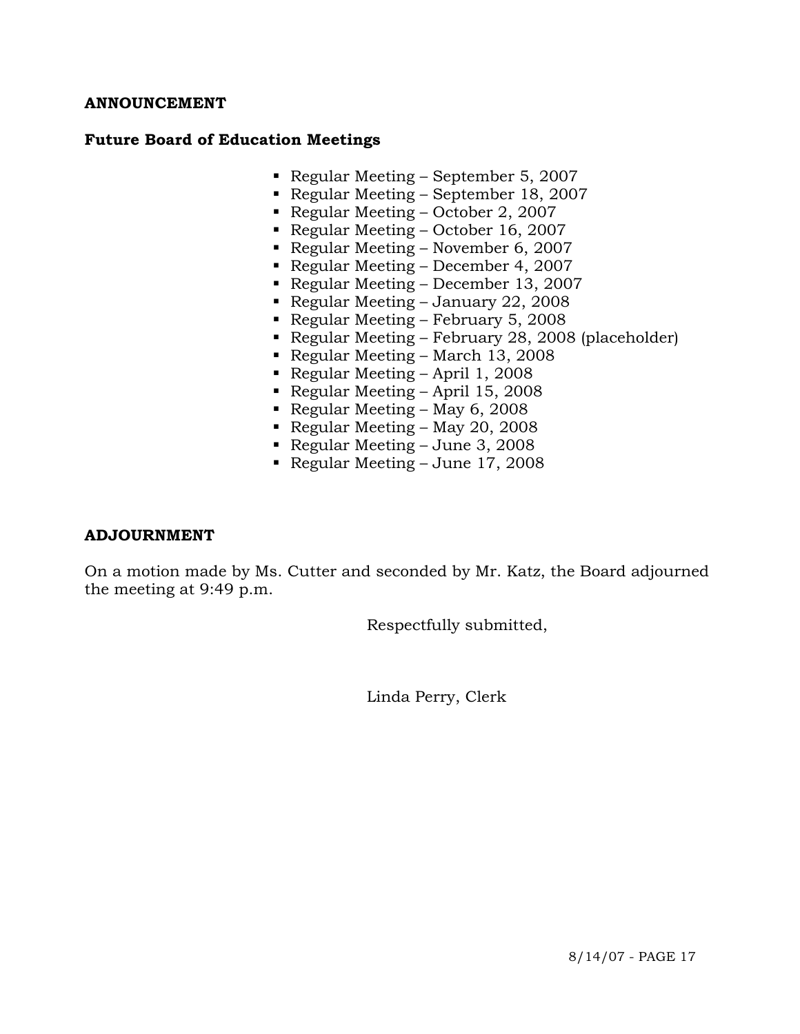**ANNOUNCEMENT**

**Future Board of Education Meetings**

- Regular Meeting – September 5, 2007
- Regular Meeting – September 18, 2007
- Regular Meeting – October 2, 2007
- Regular Meeting – October 16, 2007
- Regular Meeting – November 6, 2007
- Regular Meeting – December 4, 2007
- Regular Meeting – December 13, 2007
- Regular Meeting – January 22, 2008
- Regular Meeting – February 5, 2008
- Regular Meeting – February 28, 2008 (placeholder)
- Regular Meeting – March 13, 2008
- Regular Meeting – April 1, 2008
- Regular Meeting – April 15, 2008
- Regular Meeting – May 6, 2008
- Regular Meeting – May 20, 2008
- Regular Meeting – June 3, 2008
- Regular Meeting – June 17, 2008

**ADJOURNMENT**

On a motion made by Ms. Cutter and seconded by Mr. Katz, the Board adjourned the meeting at 9:49 p.m.

Respectfully submitted,

Linda Perry, Clerk